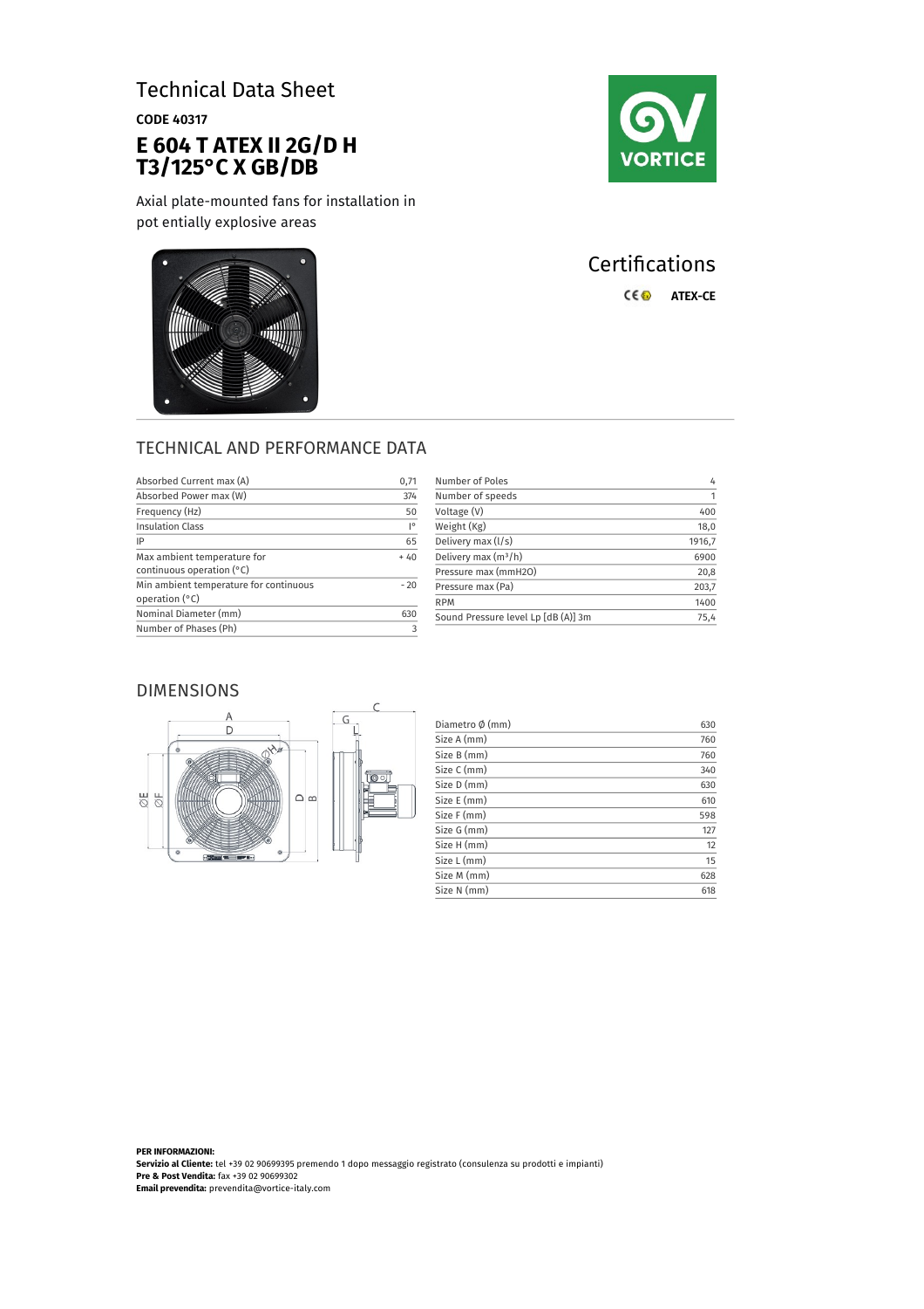# Technical Data Sheet

**CODE 40317**

## E 604 T ATEX II 2G/D H T3/125°C X GB/DB

Axial plate-mounted fans for installation in pot entially explosive areas

## Certifications

ATEX-CE

## TECHNICAL AND PERFORMANCE DATA

| | |
|---|---|
| Absorbed Current max (A) | 0,71 |
| Absorbed Power max (W) | 374 |
| Frequency (Hz) | 50 |
| Insulation Class | I° |
| IP | 65 |
| Max ambient temperature for continuous operation (°C) | + 40 |
| Min ambient temperature for continuous operation (°C) | - 20 |
| Nominal Diameter (mm) | 630 |
| Number of Phases (Ph) | 3 |

| | |
|---|---|
| Number of Poles | 4 |
| Number of speeds | 1 |
| Voltage (V) | 400 |
| Weight (Kg) | 18,0 |
| Delivery max (l/s) | 1916,7 |
| Delivery max ($m^3$/h) | 6900 |
| Pressure max (mmH2O) | 20,8 |
| Pressure max (Pa) | 203,7 |
| RPM | 1400 |
| Sound Pressure level Lp [dB (A)] 3m | 75,4 |

## DIMENSIONS

| | |
|---|---|
| Diametro Ø (mm) | 630 |
| Size A (mm) | 760 |
| Size B (mm) | 760 |
| Size C (mm) | 340 |
| Size D (mm) | 630 |
| Size E (mm) | 610 |
| Size F (mm) | 598 |
| Size G (mm) | 127 |
| Size H (mm) | 12 |
| Size L (mm) | 15 |
| Size M (mm) | 628 |
| Size N (mm) | 618 |

**PER INFORMAZIONI:**
**Servizio al Cliente:** tel +39 02 90699395 premendo 1 dopo messaggio registrato (consulenza su prodotti e impianti)
**Pre & Post Vendita:** fax +39 02 90699302
**Email prevendita:** prevendita@vortice-italy.com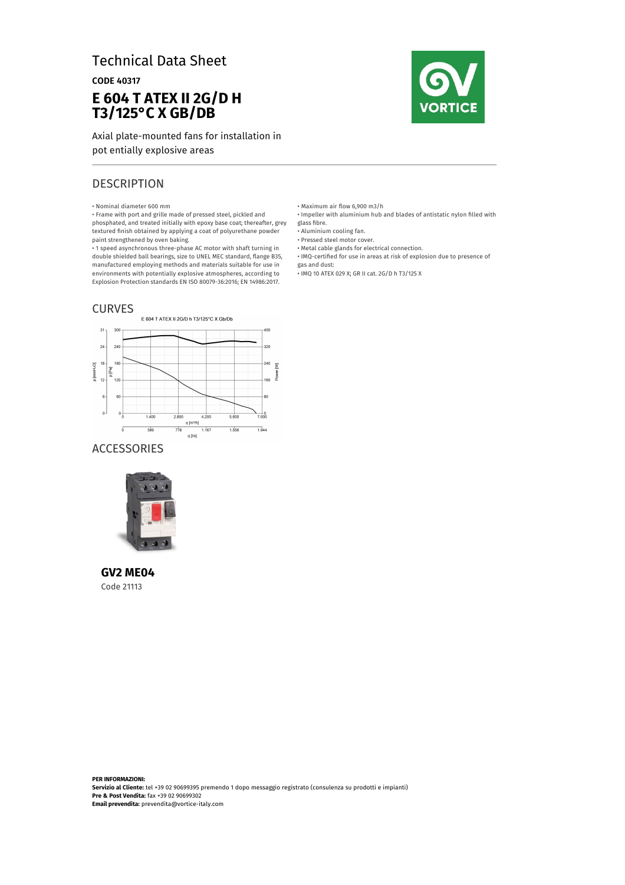# Technical Data Sheet

**CODE 40317**

## E 604 T ATEX II 2G/D H T3/125°C X GB/DB

Axial plate-mounted fans for installation in pot entially explosive areas

## DESCRIPTION

- Nominal diameter 600 mm
- Frame with port and grille made of pressed steel, pickled and phosphated, and treated initially with epoxy base coat; thereafter, grey textured finish obtained by applying a coat of polyurethane powder paint strengthened by oven baking.
- 1 speed asynchronous three-phase AC motor with shaft turning in double shielded ball bearings, size to UNEL MEC standard, flange B35, manufactured employing methods and materials suitable for use in environments with potentially explosive atmospheres, according to Explosion Protection standards EN ISO 80079-36:2016; EN 14986:2017.
- Maximum air flow 6,900 m3/h
- Impeller with aluminium hub and blades of antistatic nylon filled with glass fibre.
- Aluminium cooling fan.
- Pressed steel motor cover.
- Metal cable glands for electrical connection.
- IMQ-certified for use in areas at risk of explosion due to presence of gas and dust:
- IMQ 10 ATEX 029 X; GR II cat. 2G/D h T3/125 X

## CURVES

E 604 T ATEX II 2G/D h T3/125°C X Gb/Db

p [mmH₂O]: 0, 6, 12, 18, 24, 31

p [Pa]: 0, 60, 120, 180, 240, 300

Power [W]: 0, 80, 160, 240, 320, 400

q [m³/h]: 0, 1.400, 2.800, 4.200, 5.600, 7.000

q [l/s]: 0, 389, 778, 1.167, 1.556, 1.944

## ACCESSORIES

**GV2 ME04**

Code 21113

**PER INFORMAZIONI:**
**Servizio al Cliente:** tel +39 02 90699395 premendo 1 dopo messaggio registrato (consulenza su prodotti e impianti)
**Pre & Post Vendita:** fax +39 02 90699302
**Email prevendita:** prevendita@vortice-italy.com